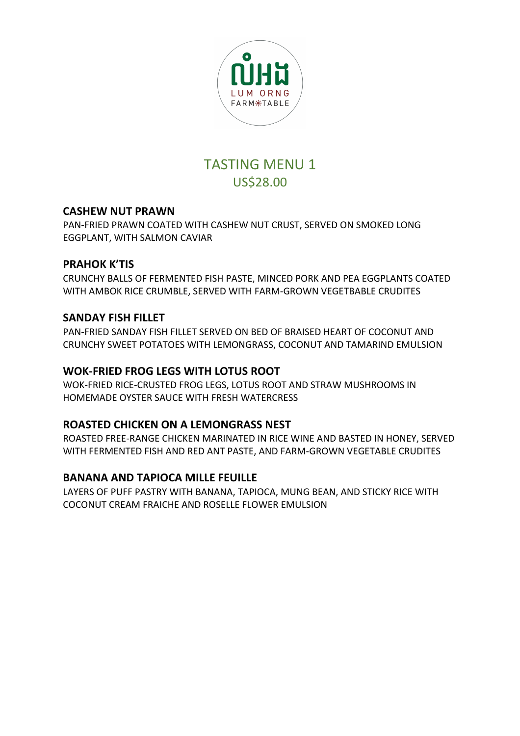ល្ហុង

LUM ORNG
FARM*TABLE

# TASTING MENU 1

## US$28.00

**CASHEW NUT PRAWN**

PAN-FRIED PRAWN COATED WITH CASHEW NUT CRUST, SERVED ON SMOKED LONG EGGPLANT, WITH SALMON CAVIAR

**PRAHOK K'TIS**

CRUNCHY BALLS OF FERMENTED FISH PASTE, MINCED PORK AND PEA EGGPLANTS COATED WITH AMBOK RICE CRUMBLE, SERVED WITH FARM-GROWN VEGETBABLE CRUDITES

**SANDAY FISH FILLET**

PAN-FRIED SANDAY FISH FILLET SERVED ON BED OF BRAISED HEART OF COCONUT AND CRUNCHY SWEET POTATOES WITH LEMONGRASS, COCONUT AND TAMARIND EMULSION

**WOK-FRIED FROG LEGS WITH LOTUS ROOT**

WOK-FRIED RICE-CRUSTED FROG LEGS, LOTUS ROOT AND STRAW MUSHROOMS IN HOMEMADE OYSTER SAUCE WITH FRESH WATERCRESS

**ROASTED CHICKEN ON A LEMONGRASS NEST**

ROASTED FREE-RANGE CHICKEN MARINATED IN RICE WINE AND BASTED IN HONEY, SERVED WITH FERMENTED FISH AND RED ANT PASTE, AND FARM-GROWN VEGETABLE CRUDITES

**BANANA AND TAPIOCA MILLE FEUILLE**

LAYERS OF PUFF PASTRY WITH BANANA, TAPIOCA, MUNG BEAN, AND STICKY RICE WITH COCONUT CREAM FRAICHE AND ROSELLE FLOWER EMULSION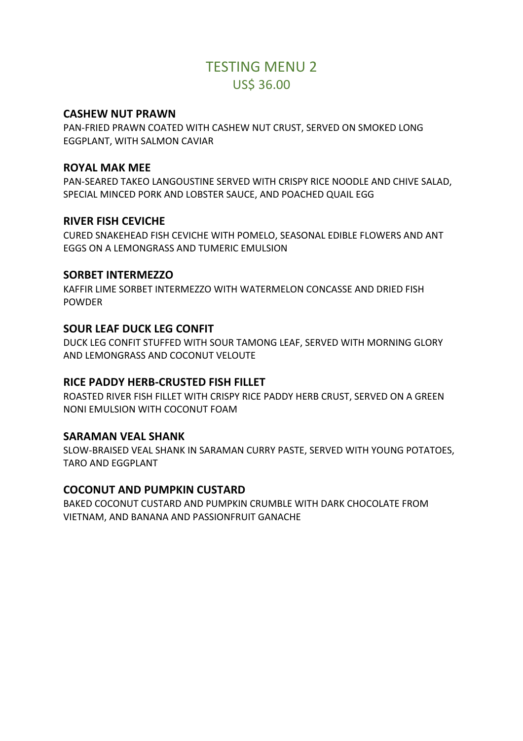# TESTING MENU 2

## US$ 36.00

### CASHEW NUT PRAWN

PAN-FRIED PRAWN COATED WITH CASHEW NUT CRUST, SERVED ON SMOKED LONG EGGPLANT, WITH SALMON CAVIAR

### ROYAL MAK MEE

PAN-SEARED TAKEO LANGOUSTINE SERVED WITH CRISPY RICE NOODLE AND CHIVE SALAD, SPECIAL MINCED PORK AND LOBSTER SAUCE, AND POACHED QUAIL EGG

### RIVER FISH CEVICHE

CURED SNAKEHEAD FISH CEVICHE WITH POMELO, SEASONAL EDIBLE FLOWERS AND ANT EGGS ON A LEMONGRASS AND TUMERIC EMULSION

### SORBET INTERMEZZO

KAFFIR LIME SORBET INTERMEZZO WITH WATERMELON CONCASSE AND DRIED FISH POWDER

### SOUR LEAF DUCK LEG CONFIT

DUCK LEG CONFIT STUFFED WITH SOUR TAMONG LEAF, SERVED WITH MORNING GLORY AND LEMONGRASS AND COCONUT VELOUTE

### RICE PADDY HERB-CRUSTED FISH FILLET

ROASTED RIVER FISH FILLET WITH CRISPY RICE PADDY HERB CRUST, SERVED ON A GREEN NONI EMULSION WITH COCONUT FOAM

### SARAMAN VEAL SHANK

SLOW-BRAISED VEAL SHANK IN SARAMAN CURRY PASTE, SERVED WITH YOUNG POTATOES, TARO AND EGGPLANT

### COCONUT AND PUMPKIN CUSTARD

BAKED COCONUT CUSTARD AND PUMPKIN CRUMBLE WITH DARK CHOCOLATE FROM VIETNAM, AND BANANA AND PASSIONFRUIT GANACHE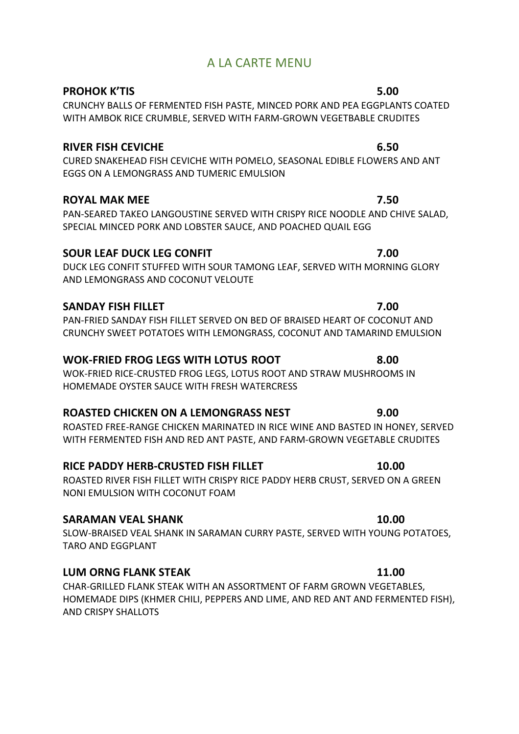# A LA CARTE MENU

**PROHOK K'TIS** **5.00**

CRUNCHY BALLS OF FERMENTED FISH PASTE, MINCED PORK AND PEA EGGPLANTS COATED WITH AMBOK RICE CRUMBLE, SERVED WITH FARM-GROWN VEGETBABLE CRUDITES

**RIVER FISH CEVICHE** **6.50**

CURED SNAKEHEAD FISH CEVICHE WITH POMELO, SEASONAL EDIBLE FLOWERS AND ANT EGGS ON A LEMONGRASS AND TUMERIC EMULSION

**ROYAL MAK MEE** **7.50**

PAN-SEARED TAKEO LANGOUSTINE SERVED WITH CRISPY RICE NOODLE AND CHIVE SALAD, SPECIAL MINCED PORK AND LOBSTER SAUCE, AND POACHED QUAIL EGG

**SOUR LEAF DUCK LEG CONFIT** **7.00**

DUCK LEG CONFIT STUFFED WITH SOUR TAMONG LEAF, SERVED WITH MORNING GLORY AND LEMONGRASS AND COCONUT VELOUTE

**SANDAY FISH FILLET** **7.00**

PAN-FRIED SANDAY FISH FILLET SERVED ON BED OF BRAISED HEART OF COCONUT AND CRUNCHY SWEET POTATOES WITH LEMONGRASS, COCONUT AND TAMARIND EMULSION

**WOK-FRIED FROG LEGS WITH LOTUS ROOT** **8.00**

WOK-FRIED RICE-CRUSTED FROG LEGS, LOTUS ROOT AND STRAW MUSHROOMS IN HOMEMADE OYSTER SAUCE WITH FRESH WATERCRESS

**ROASTED CHICKEN ON A LEMONGRASS NEST** **9.00**

ROASTED FREE-RANGE CHICKEN MARINATED IN RICE WINE AND BASTED IN HONEY, SERVED WITH FERMENTED FISH AND RED ANT PASTE, AND FARM-GROWN VEGETABLE CRUDITES

**RICE PADDY HERB-CRUSTED FISH FILLET** **10.00**

ROASTED RIVER FISH FILLET WITH CRISPY RICE PADDY HERB CRUST, SERVED ON A GREEN NONI EMULSION WITH COCONUT FOAM

**SARAMAN VEAL SHANK** **10.00**

SLOW-BRAISED VEAL SHANK IN SARAMAN CURRY PASTE, SERVED WITH YOUNG POTATOES, TARO AND EGGPLANT

**LUM ORNG FLANK STEAK** **11.00**

CHAR-GRILLED FLANK STEAK WITH AN ASSORTMENT OF FARM GROWN VEGETABLES, HOMEMADE DIPS (KHMER CHILI, PEPPERS AND LIME, AND RED ANT AND FERMENTED FISH), AND CRISPY SHALLOTS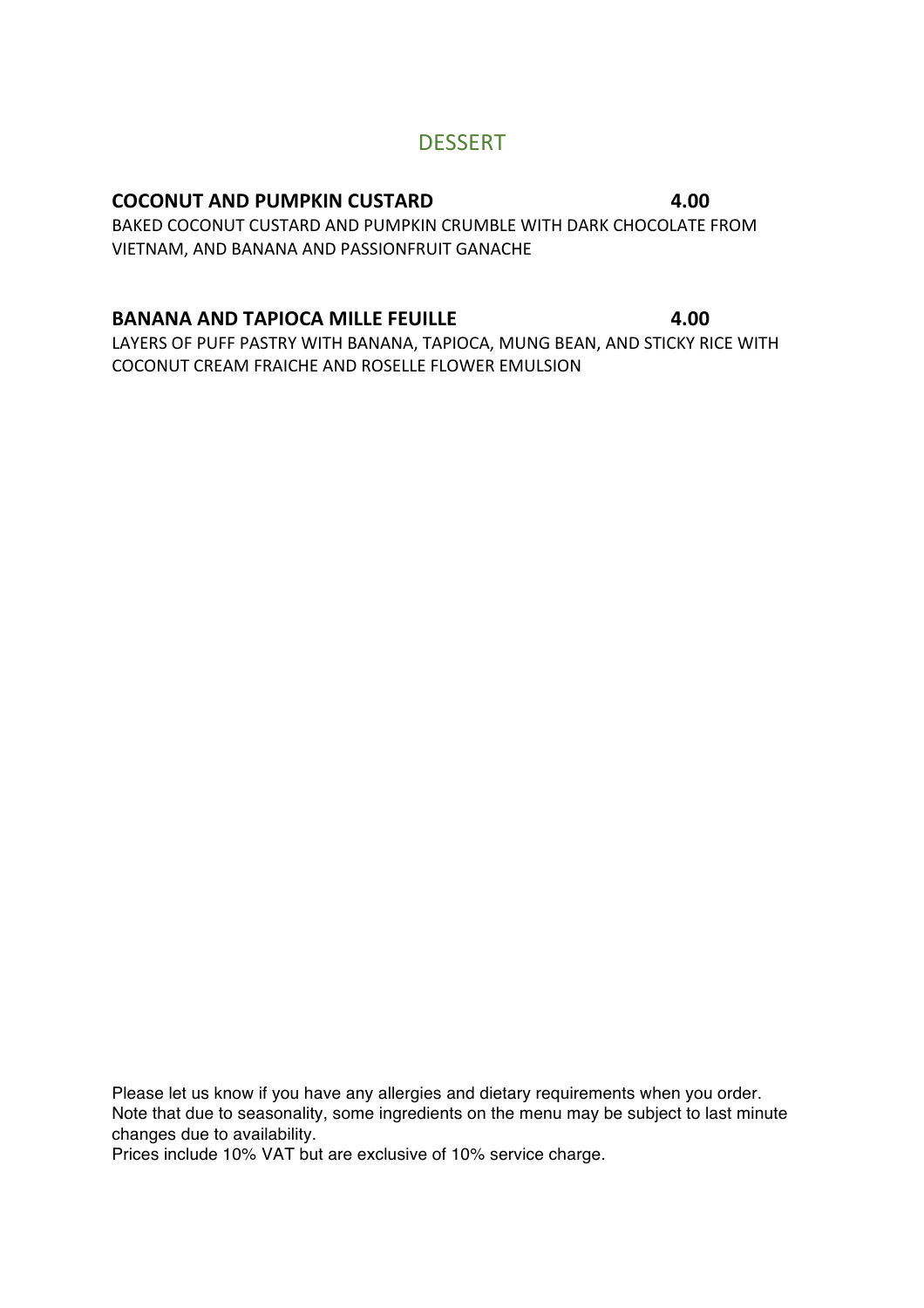## DESSERT

**COCONUT AND PUMPKIN CUSTARD** **4.00**

BAKED COCONUT CUSTARD AND PUMPKIN CRUMBLE WITH DARK CHOCOLATE FROM VIETNAM, AND BANANA AND PASSIONFRUIT GANACHE

**BANANA AND TAPIOCA MILLE FEUILLE** **4.00**

LAYERS OF PUFF PASTRY WITH BANANA, TAPIOCA, MUNG BEAN, AND STICKY RICE WITH COCONUT CREAM FRAICHE AND ROSELLE FLOWER EMULSION

Please let us know if you have any allergies and dietary requirements when you order.
Note that due to seasonality, some ingredients on the menu may be subject to last minute changes due to availability.
Prices include 10% VAT but are exclusive of 10% service charge.